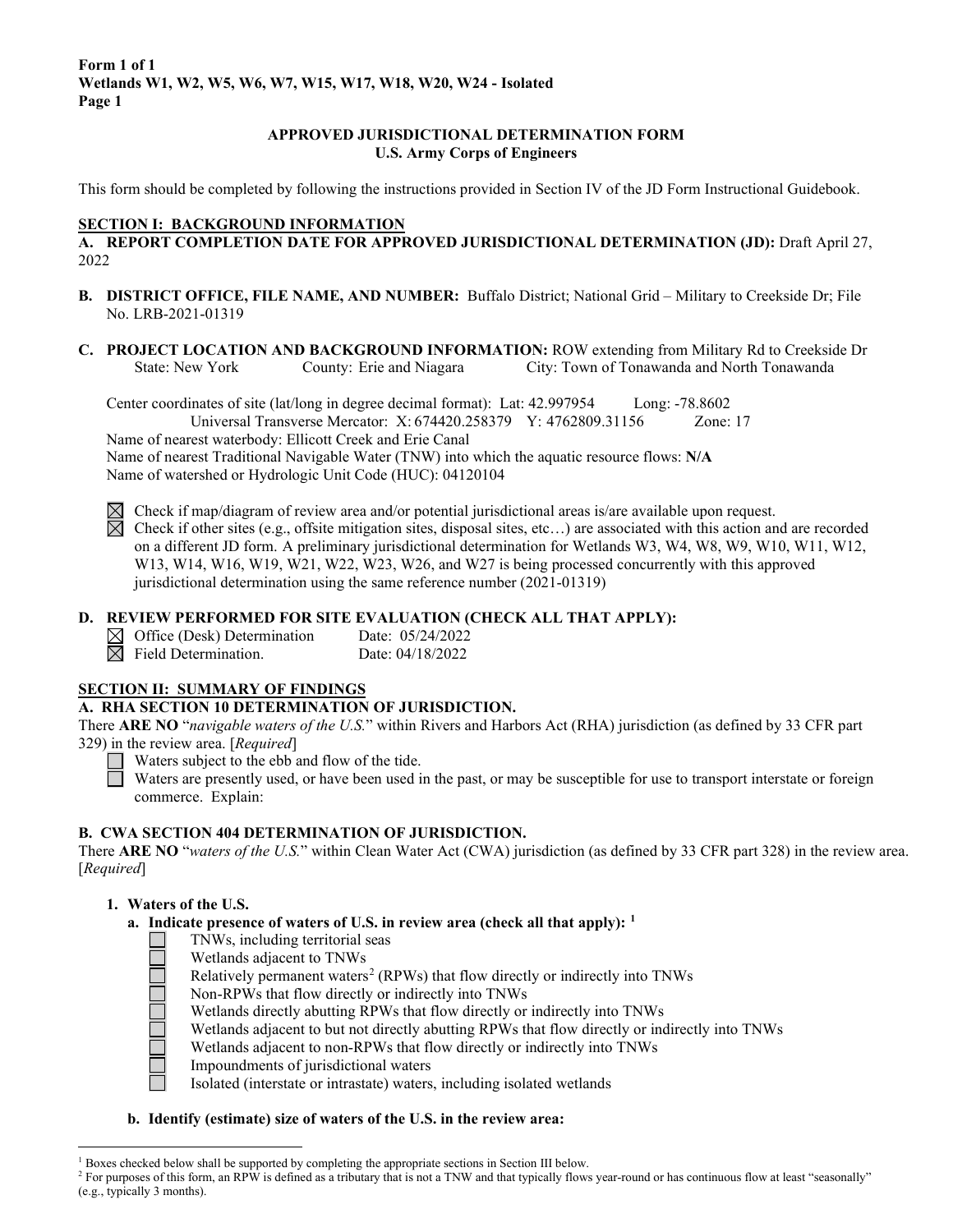**Form 1 of 1**
**Wetlands W1, W2, W5, W6, W7, W15, W17, W18, W20, W24 - Isolated**
**Page 1**

## APPROVED JURISDICTIONAL DETERMINATION FORM
## U.S. Army Corps of Engineers

This form should be completed by following the instructions provided in Section IV of the JD Form Instructional Guidebook.

### SECTION I: BACKGROUND INFORMATION

**A. REPORT COMPLETION DATE FOR APPROVED JURISDICTIONAL DETERMINATION (JD):** Draft April 27, 2022

**B. DISTRICT OFFICE, FILE NAME, AND NUMBER:** Buffalo District; National Grid – Military to Creekside Dr; File No. LRB-2021-01319

**C. PROJECT LOCATION AND BACKGROUND INFORMATION:** ROW extending from Military Rd to Creekside Dr
State: New York County: Erie and Niagara City: Town of Tonawanda and North Tonawanda

Center coordinates of site (lat/long in degree decimal format): Lat: 42.997954 Long: -78.8602
Universal Transverse Mercator: X: 674420.258379 Y: 4762809.31156 Zone: 17
Name of nearest waterbody: Ellicott Creek and Erie Canal
Name of nearest Traditional Navigable Water (TNW) into which the aquatic resource flows: **N/A**
Name of watershed or Hydrologic Unit Code (HUC): 04120104

- [x] Check if map/diagram of review area and/or potential jurisdictional areas is/are available upon request.
- [x] Check if other sites (e.g., offsite mitigation sites, disposal sites, etc…) are associated with this action and are recorded on a different JD form. A preliminary jurisdictional determination for Wetlands W3, W4, W8, W9, W10, W11, W12, W13, W14, W16, W19, W21, W22, W23, W26, and W27 is being processed concurrently with this approved jurisdictional determination using the same reference number (2021-01319)

**D. REVIEW PERFORMED FOR SITE EVALUATION (CHECK ALL THAT APPLY):**

- [x] Office (Desk) Determination Date: 05/24/2022
- [x] Field Determination. Date: 04/18/2022

### SECTION II: SUMMARY OF FINDINGS

**A. RHA SECTION 10 DETERMINATION OF JURISDICTION.**

There **ARE NO** "*navigable waters of the U.S.*" within Rivers and Harbors Act (RHA) jurisdiction (as defined by 33 CFR part 329) in the review area. [*Required*]

- [ ] Waters subject to the ebb and flow of the tide.
- [ ] Waters are presently used, or have been used in the past, or may be susceptible for use to transport interstate or foreign commerce. Explain:

**B. CWA SECTION 404 DETERMINATION OF JURISDICTION.**

There **ARE NO** "*waters of the U.S.*" within Clean Water Act (CWA) jurisdiction (as defined by 33 CFR part 328) in the review area. [*Required*]

**1. Waters of the U.S.**

**a. Indicate presence of waters of U.S. in review area (check all that apply):** [1]

- [ ] TNWs, including territorial seas
- [ ] Wetlands adjacent to TNWs
- [ ] Relatively permanent waters[2] (RPWs) that flow directly or indirectly into TNWs
- [ ] Non-RPWs that flow directly or indirectly into TNWs
- [ ] Wetlands directly abutting RPWs that flow directly or indirectly into TNWs
- [ ] Wetlands adjacent to but not directly abutting RPWs that flow directly or indirectly into TNWs
- [ ] Wetlands adjacent to non-RPWs that flow directly or indirectly into TNWs
- [ ] Impoundments of jurisdictional waters
- [ ] Isolated (interstate or intrastate) waters, including isolated wetlands

**b. Identify (estimate) size of waters of the U.S. in the review area:**

---

[1] Boxes checked below shall be supported by completing the appropriate sections in Section III below.
[2] For purposes of this form, an RPW is defined as a tributary that is not a TNW and that typically flows year-round or has continuous flow at least "seasonally" (e.g., typically 3 months).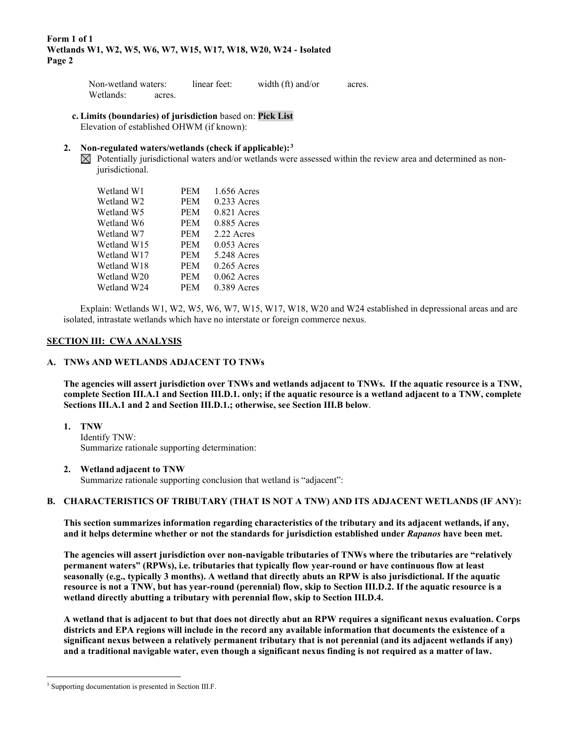Non-wetland waters: linear feet: width (ft) and/or acres.
Wetlands: acres.

**c. Limits (boundaries) of jurisdiction** based on: **Pick List**
Elevation of established OHWM (if known):

**2. Non-regulated waters/wetlands (check if applicable):**[3]

☒ Potentially jurisdictional waters and/or wetlands were assessed within the review area and determined as non-jurisdictional.

| | | |
|---|---|---|
| Wetland W1 | PEM | 1.656 Acres |
| Wetland W2 | PEM | 0.233 Acres |
| Wetland W5 | PEM | 0.821 Acres |
| Wetland W6 | PEM | 0.885 Acres |
| Wetland W7 | PEM | 2.22 Acres |
| Wetland W15 | PEM | 0.053 Acres |
| Wetland W17 | PEM | 5.248 Acres |
| Wetland W18 | PEM | 0.265 Acres |
| Wetland W20 | PEM | 0.062 Acres |
| Wetland W24 | PEM | 0.389 Acres |

Explain: Wetlands W1, W2, W5, W6, W7, W15, W17, W18, W20 and W24 established in depressional areas and are isolated, intrastate wetlands which have no interstate or foreign commerce nexus.

## SECTION III: CWA ANALYSIS

### A. TNWs AND WETLANDS ADJACENT TO TNWs

**The agencies will assert jurisdiction over TNWs and wetlands adjacent to TNWs. If the aquatic resource is a TNW, complete Section III.A.1 and Section III.D.1. only; if the aquatic resource is a wetland adjacent to a TNW, complete Sections III.A.1 and 2 and Section III.D.1.; otherwise, see Section III.B below**.

**1. TNW**
Identify TNW:
Summarize rationale supporting determination:

**2. Wetland adjacent to TNW**
Summarize rationale supporting conclusion that wetland is "adjacent":

### B. CHARACTERISTICS OF TRIBUTARY (THAT IS NOT A TNW) AND ITS ADJACENT WETLANDS (IF ANY):

**This section summarizes information regarding characteristics of the tributary and its adjacent wetlands, if any, and it helps determine whether or not the standards for jurisdiction established under *Rapanos* have been met.**

**The agencies will assert jurisdiction over non-navigable tributaries of TNWs where the tributaries are "relatively permanent waters" (RPWs), i.e. tributaries that typically flow year-round or have continuous flow at least seasonally (e.g., typically 3 months). A wetland that directly abuts an RPW is also jurisdictional. If the aquatic resource is not a TNW, but has year-round (perennial) flow, skip to Section III.D.2. If the aquatic resource is a wetland directly abutting a tributary with perennial flow, skip to Section III.D.4.**

**A wetland that is adjacent to but that does not directly abut an RPW requires a significant nexus evaluation. Corps districts and EPA regions will include in the record any available information that documents the existence of a significant nexus between a relatively permanent tributary that is not perennial (and its adjacent wetlands if any) and a traditional navigable water, even though a significant nexus finding is not required as a matter of law.**

[3] Supporting documentation is presented in Section III.F.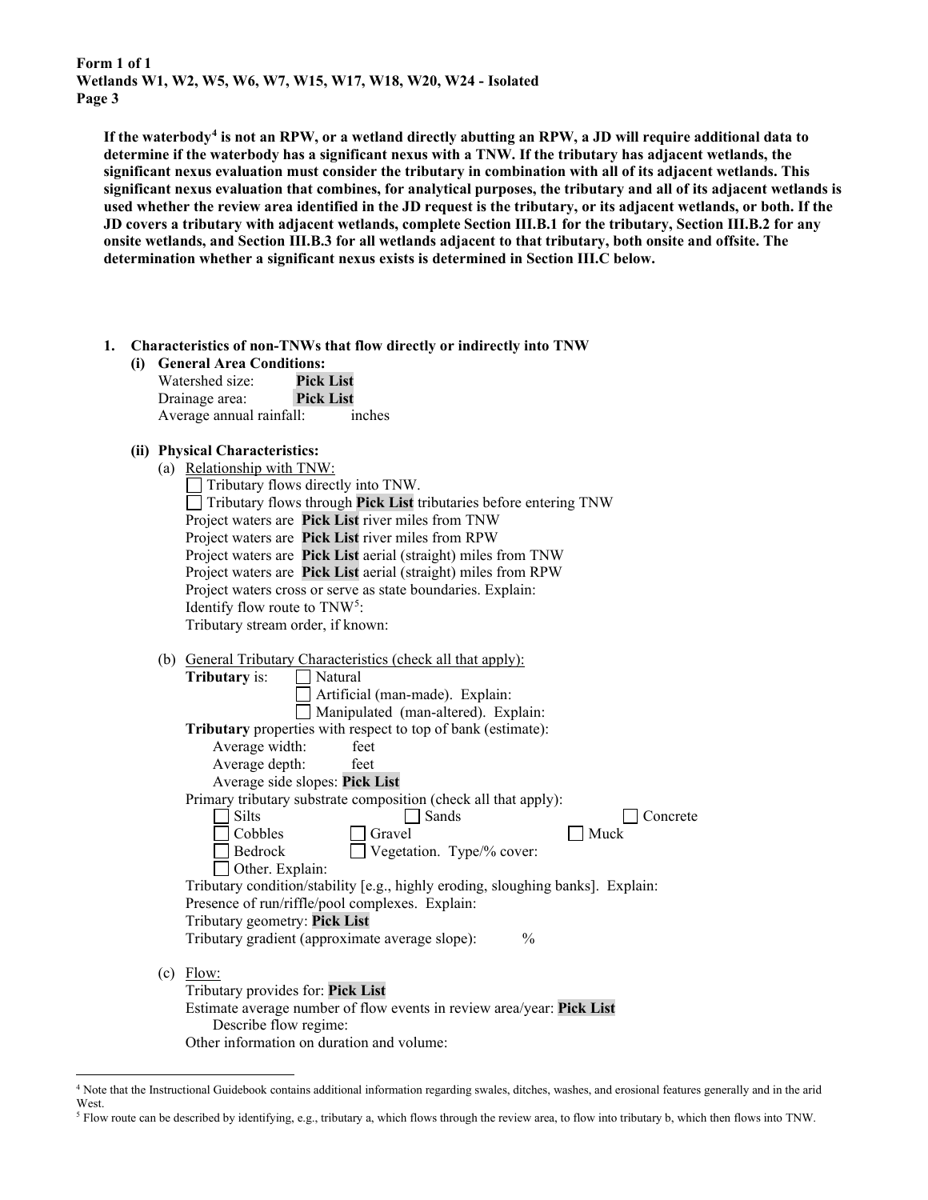If the waterbody[4] is not an RPW, or a wetland directly abutting an RPW, a JD will require additional data to determine if the waterbody has a significant nexus with a TNW. If the tributary has adjacent wetlands, the significant nexus evaluation must consider the tributary in combination with all of its adjacent wetlands. This significant nexus evaluation that combines, for analytical purposes, the tributary and all of its adjacent wetlands is used whether the review area identified in the JD request is the tributary, or its adjacent wetlands, or both. If the JD covers a tributary with adjacent wetlands, complete Section III.B.1 for the tributary, Section III.B.2 for any onsite wetlands, and Section III.B.3 for all wetlands adjacent to that tributary, both onsite and offsite. The determination whether a significant nexus exists is determined in Section III.C below.

**1. Characteristics of non-TNWs that flow directly or indirectly into TNW**

**(i) General Area Conditions:**

Watershed size: **Pick List**
Drainage area: **Pick List**
Average annual rainfall: inches

**(ii) Physical Characteristics:**

(a) Relationship with TNW:

☐ Tributary flows directly into TNW.
☐ Tributary flows through **Pick List** tributaries before entering TNW
Project waters are **Pick List** river miles from TNW
Project waters are **Pick List** river miles from RPW
Project waters are **Pick List** aerial (straight) miles from TNW
Project waters are **Pick List** aerial (straight) miles from RPW
Project waters cross or serve as state boundaries. Explain:
Identify flow route to TNW[5]:
Tributary stream order, if known:

(b) General Tributary Characteristics (check all that apply):

**Tributary** is: ☐ Natural
☐ Artificial (man-made). Explain:
☐ Manipulated (man-altered). Explain:

**Tributary** properties with respect to top of bank (estimate):
Average width: feet
Average depth: feet
Average side slopes: **Pick List**

Primary tributary substrate composition (check all that apply):
☐ Silts ☐ Sands ☐ Concrete
☐ Cobbles ☐ Gravel ☐ Muck
☐ Bedrock ☐ Vegetation. Type/% cover:
☐ Other. Explain:

Tributary condition/stability [e.g., highly eroding, sloughing banks]. Explain:
Presence of run/riffle/pool complexes. Explain:
Tributary geometry: **Pick List**
Tributary gradient (approximate average slope): %

(c) Flow:

Tributary provides for: **Pick List**
Estimate average number of flow events in review area/year: **Pick List**
Describe flow regime:
Other information on duration and volume:

---

[4] Note that the Instructional Guidebook contains additional information regarding swales, ditches, washes, and erosional features generally and in the arid West.

[5] Flow route can be described by identifying, e.g., tributary a, which flows through the review area, to flow into tributary b, which then flows into TNW.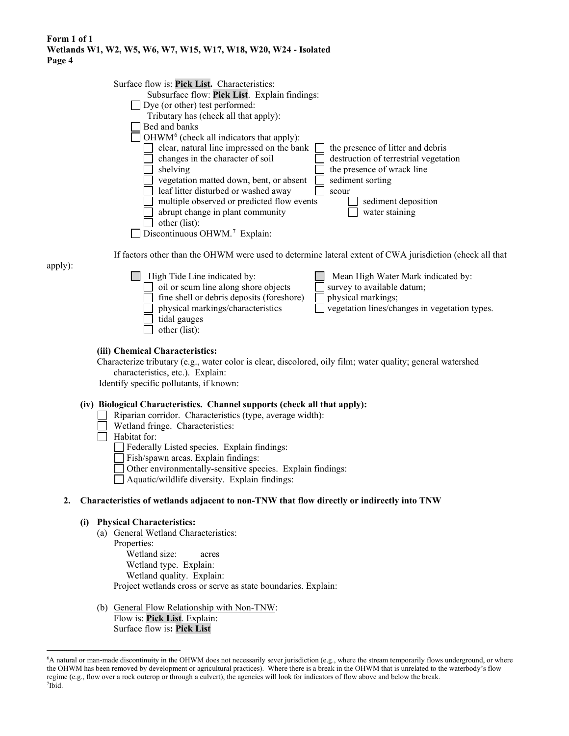Surface flow is: **Pick List.** Characteristics:

Subsurface flow: **Pick List**. Explain findings:

☐ Dye (or other) test performed:

Tributary has (check all that apply):

☐ Bed and banks

☐ OHWM[6] (check all indicators that apply):

- ☐ clear, natural line impressed on the bank
- ☐ changes in the character of soil
- ☐ shelving
- ☐ vegetation matted down, bent, or absent
- ☐ leaf litter disturbed or washed away
- ☐ multiple observed or predicted flow events
- ☐ abrupt change in plant community
- ☐ other (list):
- ☐ the presence of litter and debris
- ☐ destruction of terrestrial vegetation
- ☐ the presence of wrack line
- ☐ sediment sorting
- ☐ scour
- ☐ sediment deposition
- ☐ water staining

☐ Discontinuous OHWM.[7] Explain:

If factors other than the OHWM were used to determine lateral extent of CWA jurisdiction (check all that apply):

☐ High Tide Line indicated by:

- ☐ oil or scum line along shore objects
- ☐ fine shell or debris deposits (foreshore)
- ☐ physical markings/characteristics
- ☐ tidal gauges
- ☐ other (list):

☐ Mean High Water Mark indicated by:

- ☐ survey to available datum;
- ☐ physical markings;
- ☐ vegetation lines/changes in vegetation types.

**(iii) Chemical Characteristics:**

Characterize tributary (e.g., water color is clear, discolored, oily film; water quality; general watershed characteristics, etc.). Explain:

Identify specific pollutants, if known:

**(iv) Biological Characteristics. Channel supports (check all that apply):**

☐ Riparian corridor. Characteristics (type, average width):

☐ Wetland fringe. Characteristics:

☐ Habitat for:

- ☐ Federally Listed species. Explain findings:
- ☐ Fish/spawn areas. Explain findings:
- ☐ Other environmentally-sensitive species. Explain findings:
- ☐ Aquatic/wildlife diversity. Explain findings:

**2. Characteristics of wetlands adjacent to non-TNW that flow directly or indirectly into TNW**

**(i) Physical Characteristics:**

(a) General Wetland Characteristics:

Properties:

Wetland size: acres

Wetland type. Explain:

Wetland quality. Explain:

Project wetlands cross or serve as state boundaries. Explain:

(b) General Flow Relationship with Non-TNW:

Flow is: **Pick List**. Explain:

Surface flow is**: Pick List**

---

[6] A natural or man-made discontinuity in the OHWM does not necessarily sever jurisdiction (e.g., where the stream temporarily flows underground, or where the OHWM has been removed by development or agricultural practices). Where there is a break in the OHWM that is unrelated to the waterbody's flow regime (e.g., flow over a rock outcrop or through a culvert), the agencies will look for indicators of flow above and below the break.

[7] Ibid.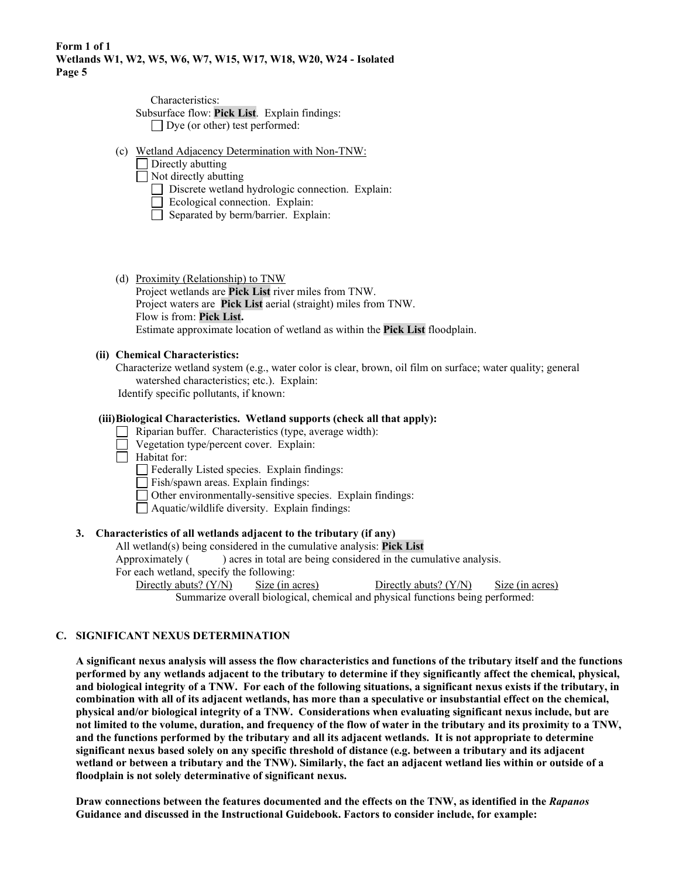Characteristics:

Subsurface flow: **Pick List**. Explain findings:

☐ Dye (or other) test performed:

(c) Wetland Adjacency Determination with Non-TNW:

☐ Directly abutting

☐ Not directly abutting

☐ Discrete wetland hydrologic connection. Explain:

☐ Ecological connection. Explain:

☐ Separated by berm/barrier. Explain:

(d) Proximity (Relationship) to TNW

Project wetlands are **Pick List** river miles from TNW.

Project waters are **Pick List** aerial (straight) miles from TNW.

Flow is from: **Pick List.**

Estimate approximate location of wetland as within the **Pick List** floodplain.

**(ii) Chemical Characteristics:**

Characterize wetland system (e.g., water color is clear, brown, oil film on surface; water quality; general watershed characteristics; etc.). Explain:

Identify specific pollutants, if known:

**(iii) Biological Characteristics. Wetland supports (check all that apply):**

☐ Riparian buffer. Characteristics (type, average width):

☐ Vegetation type/percent cover. Explain:

☐ Habitat for:

☐ Federally Listed species. Explain findings:

☐ Fish/spawn areas. Explain findings:

☐ Other environmentally-sensitive species. Explain findings:

☐ Aquatic/wildlife diversity. Explain findings:

**3. Characteristics of all wetlands adjacent to the tributary (if any)**

All wetland(s) being considered in the cumulative analysis: **Pick List**

Approximately ( ) acres in total are being considered in the cumulative analysis.

For each wetland, specify the following:

| Directly abuts? (Y/N) | Size (in acres) | Directly abuts? (Y/N) | Size (in acres) |
| --- | --- | --- | --- |

Summarize overall biological, chemical and physical functions being performed:

## C. SIGNIFICANT NEXUS DETERMINATION

**A significant nexus analysis will assess the flow characteristics and functions of the tributary itself and the functions performed by any wetlands adjacent to the tributary to determine if they significantly affect the chemical, physical, and biological integrity of a TNW. For each of the following situations, a significant nexus exists if the tributary, in combination with all of its adjacent wetlands, has more than a speculative or insubstantial effect on the chemical, physical and/or biological integrity of a TNW. Considerations when evaluating significant nexus include, but are not limited to the volume, duration, and frequency of the flow of water in the tributary and its proximity to a TNW, and the functions performed by the tributary and all its adjacent wetlands. It is not appropriate to determine significant nexus based solely on any specific threshold of distance (e.g. between a tributary and its adjacent wetland or between a tributary and the TNW). Similarly, the fact an adjacent wetland lies within or outside of a floodplain is not solely determinative of significant nexus.**

**Draw connections between the features documented and the effects on the TNW, as identified in the *Rapanos* Guidance and discussed in the Instructional Guidebook. Factors to consider include, for example:**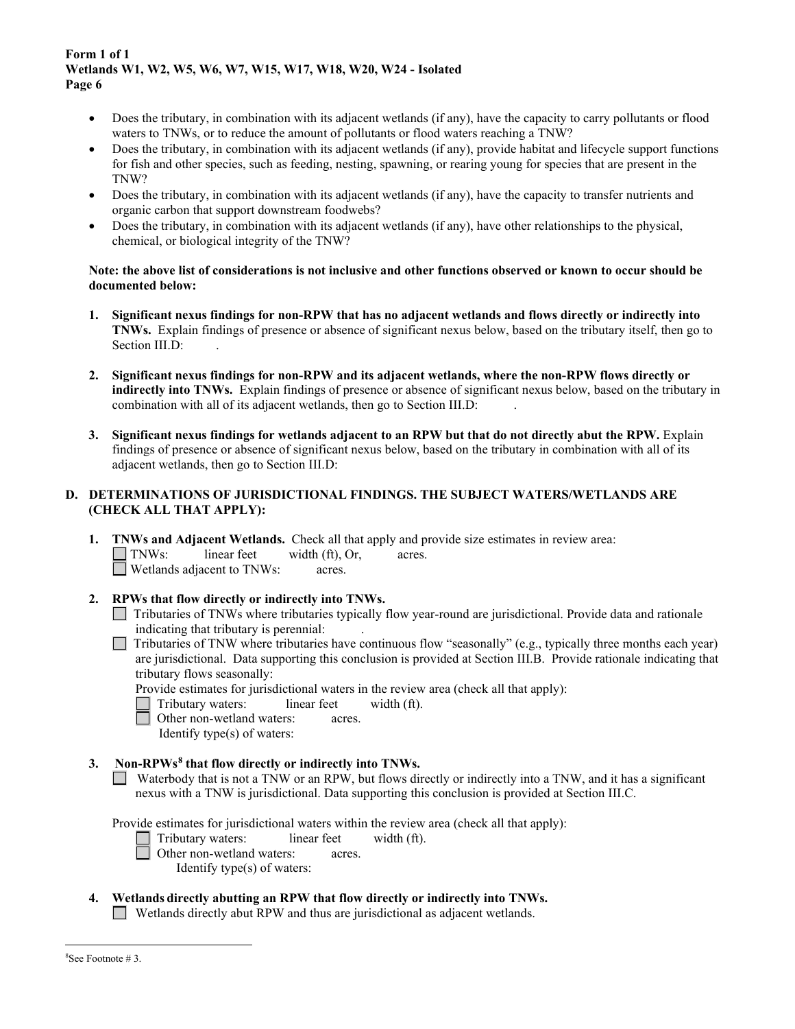- Does the tributary, in combination with its adjacent wetlands (if any), have the capacity to carry pollutants or flood waters to TNWs, or to reduce the amount of pollutants or flood waters reaching a TNW?
- Does the tributary, in combination with its adjacent wetlands (if any), provide habitat and lifecycle support functions for fish and other species, such as feeding, nesting, spawning, or rearing young for species that are present in the TNW?
- Does the tributary, in combination with its adjacent wetlands (if any), have the capacity to transfer nutrients and organic carbon that support downstream foodwebs?
- Does the tributary, in combination with its adjacent wetlands (if any), have other relationships to the physical, chemical, or biological integrity of the TNW?

**Note: the above list of considerations is not inclusive and other functions observed or known to occur should be documented below:**

1. **Significant nexus findings for non-RPW that has no adjacent wetlands and flows directly or indirectly into TNWs.** Explain findings of presence or absence of significant nexus below, based on the tributary itself, then go to Section III.D: .

2. **Significant nexus findings for non-RPW and its adjacent wetlands, where the non-RPW flows directly or indirectly into TNWs.** Explain findings of presence or absence of significant nexus below, based on the tributary in combination with all of its adjacent wetlands, then go to Section III.D: .

3. **Significant nexus findings for wetlands adjacent to an RPW but that do not directly abut the RPW.** Explain findings of presence or absence of significant nexus below, based on the tributary in combination with all of its adjacent wetlands, then go to Section III.D:

### D. DETERMINATIONS OF JURISDICTIONAL FINDINGS. THE SUBJECT WATERS/WETLANDS ARE (CHECK ALL THAT APPLY):

1. **TNWs and Adjacent Wetlands.** Check all that apply and provide size estimates in review area:
   - ☐ TNWs: linear feet width (ft), Or, acres.
   - ☐ Wetlands adjacent to TNWs: acres.

2. **RPWs that flow directly or indirectly into TNWs.**
   - ☐ Tributaries of TNWs where tributaries typically flow year-round are jurisdictional. Provide data and rationale indicating that tributary is perennial: .
   - ☐ Tributaries of TNW where tributaries have continuous flow "seasonally" (e.g., typically three months each year) are jurisdictional. Data supporting this conclusion is provided at Section III.B. Provide rationale indicating that tributary flows seasonally:

   Provide estimates for jurisdictional waters in the review area (check all that apply):
   - ☐ Tributary waters: linear feet width (ft).
   - ☐ Other non-wetland waters: acres.
     Identify type(s) of waters:

3. **Non-RPWs[8] that flow directly or indirectly into TNWs.**
   - ☐ Waterbody that is not a TNW or an RPW, but flows directly or indirectly into a TNW, and it has a significant nexus with a TNW is jurisdictional. Data supporting this conclusion is provided at Section III.C.

   Provide estimates for jurisdictional waters within the review area (check all that apply):
   - ☐ Tributary waters: linear feet width (ft).
   - ☐ Other non-wetland waters: acres.
     Identify type(s) of waters:

4. **Wetlands directly abutting an RPW that flow directly or indirectly into TNWs.**
   - ☐ Wetlands directly abut RPW and thus are jurisdictional as adjacent wetlands.

[8] See Footnote # 3.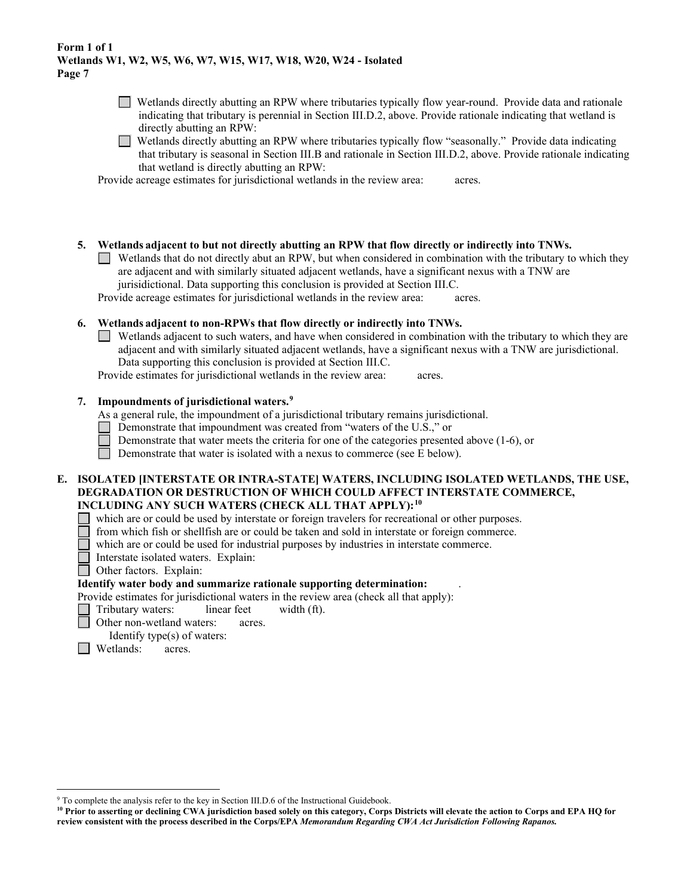- ☐ Wetlands directly abutting an RPW where tributaries typically flow year-round. Provide data and rationale indicating that tributary is perennial in Section III.D.2, above. Provide rationale indicating that wetland is directly abutting an RPW:
- ☐ Wetlands directly abutting an RPW where tributaries typically flow "seasonally." Provide data indicating that tributary is seasonal in Section III.B and rationale in Section III.D.2, above. Provide rationale indicating that wetland is directly abutting an RPW:

Provide acreage estimates for jurisdictional wetlands in the review area: acres.

**5. Wetlands adjacent to but not directly abutting an RPW that flow directly or indirectly into TNWs.**

- ☐ Wetlands that do not directly abut an RPW, but when considered in combination with the tributary to which they are adjacent and with similarly situated adjacent wetlands, have a significant nexus with a TNW are jurisidictional. Data supporting this conclusion is provided at Section III.C.

Provide acreage estimates for jurisdictional wetlands in the review area: acres.

**6. Wetlands adjacent to non-RPWs that flow directly or indirectly into TNWs.**

- ☐ Wetlands adjacent to such waters, and have when considered in combination with the tributary to which they are adjacent and with similarly situated adjacent wetlands, have a significant nexus with a TNW are jurisdictional. Data supporting this conclusion is provided at Section III.C.

Provide estimates for jurisdictional wetlands in the review area: acres.

**7. Impoundments of jurisdictional waters.[9]**

As a general rule, the impoundment of a jurisdictional tributary remains jurisdictional.

- ☐ Demonstrate that impoundment was created from "waters of the U.S.," or
- ☐ Demonstrate that water meets the criteria for one of the categories presented above (1-6), or
- ☐ Demonstrate that water is isolated with a nexus to commerce (see E below).

**E. ISOLATED [INTERSTATE OR INTRA-STATE] WATERS, INCLUDING ISOLATED WETLANDS, THE USE, DEGRADATION OR DESTRUCTION OF WHICH COULD AFFECT INTERSTATE COMMERCE, INCLUDING ANY SUCH WATERS (CHECK ALL THAT APPLY):[10]**

- ☐ which are or could be used by interstate or foreign travelers for recreational or other purposes.
- ☐ from which fish or shellfish are or could be taken and sold in interstate or foreign commerce.
- ☐ which are or could be used for industrial purposes by industries in interstate commerce.
- ☐ Interstate isolated waters. Explain:
- ☐ Other factors. Explain:

**Identify water body and summarize rationale supporting determination:** .

Provide estimates for jurisdictional waters in the review area (check all that apply):

- ☐ Tributary waters: linear feet width (ft).
- ☐ Other non-wetland waters: acres.
  - Identify type(s) of waters:
- ☐ Wetlands: acres.

---

[9] To complete the analysis refer to the key in Section III.D.6 of the Instructional Guidebook.

[10] **Prior to asserting or declining CWA jurisdiction based solely on this category, Corps Districts will elevate the action to Corps and EPA HQ for review consistent with the process described in the Corps/EPA *Memorandum Regarding CWA Act Jurisdiction Following Rapanos.***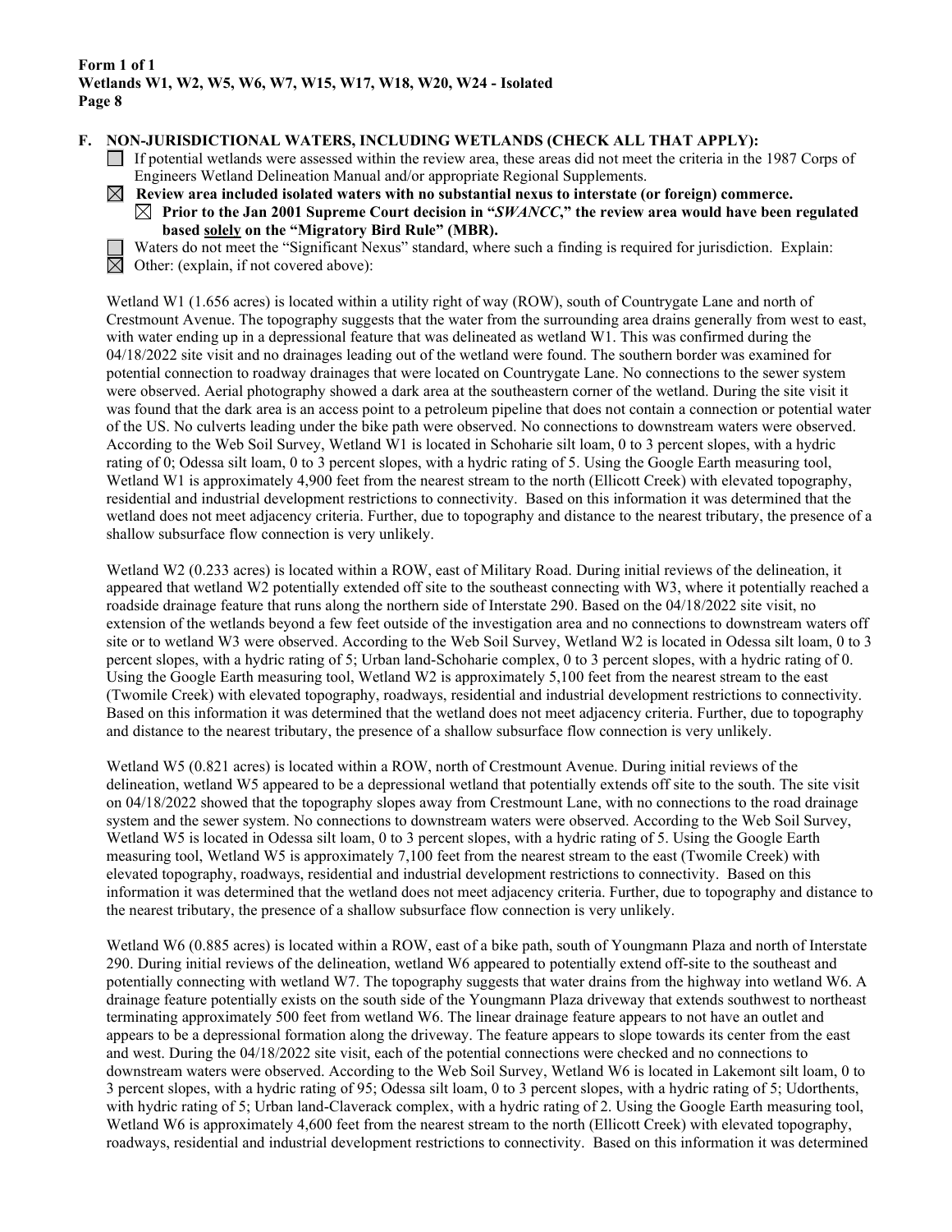## F. NON-JURISDICTIONAL WATERS, INCLUDING WETLANDS (CHECK ALL THAT APPLY):

☐ If potential wetlands were assessed within the review area, these areas did not meet the criteria in the 1987 Corps of Engineers Wetland Delineation Manual and/or appropriate Regional Supplements.

☒ **Review area included isolated waters with no substantial nexus to interstate (or foreign) commerce.**

☒ **Prior to the Jan 2001 Supreme Court decision in "*SWANCC*," the review area would have been regulated based solely on the "Migratory Bird Rule" (MBR).**

☐ Waters do not meet the "Significant Nexus" standard, where such a finding is required for jurisdiction. Explain:

☒ Other: (explain, if not covered above):

Wetland W1 (1.656 acres) is located within a utility right of way (ROW), south of Countrygate Lane and north of Crestmount Avenue. The topography suggests that the water from the surrounding area drains generally from west to east, with water ending up in a depressional feature that was delineated as wetland W1. This was confirmed during the 04/18/2022 site visit and no drainages leading out of the wetland were found. The southern border was examined for potential connection to roadway drainages that were located on Countrygate Lane. No connections to the sewer system were observed. Aerial photography showed a dark area at the southeastern corner of the wetland. During the site visit it was found that the dark area is an access point to a petroleum pipeline that does not contain a connection or potential water of the US. No culverts leading under the bike path were observed. No connections to downstream waters were observed. According to the Web Soil Survey, Wetland W1 is located in Schoharie silt loam, 0 to 3 percent slopes, with a hydric rating of 0; Odessa silt loam, 0 to 3 percent slopes, with a hydric rating of 5. Using the Google Earth measuring tool, Wetland W1 is approximately 4,900 feet from the nearest stream to the north (Ellicott Creek) with elevated topography, residential and industrial development restrictions to connectivity. Based on this information it was determined that the wetland does not meet adjacency criteria. Further, due to topography and distance to the nearest tributary, the presence of a shallow subsurface flow connection is very unlikely.

Wetland W2 (0.233 acres) is located within a ROW, east of Military Road. During initial reviews of the delineation, it appeared that wetland W2 potentially extended off site to the southeast connecting with W3, where it potentially reached a roadside drainage feature that runs along the northern side of Interstate 290. Based on the 04/18/2022 site visit, no extension of the wetlands beyond a few feet outside of the investigation area and no connections to downstream waters off site or to wetland W3 were observed. According to the Web Soil Survey, Wetland W2 is located in Odessa silt loam, 0 to 3 percent slopes, with a hydric rating of 5; Urban land-Schoharie complex, 0 to 3 percent slopes, with a hydric rating of 0. Using the Google Earth measuring tool, Wetland W2 is approximately 5,100 feet from the nearest stream to the east (Twomile Creek) with elevated topography, roadways, residential and industrial development restrictions to connectivity. Based on this information it was determined that the wetland does not meet adjacency criteria. Further, due to topography and distance to the nearest tributary, the presence of a shallow subsurface flow connection is very unlikely.

Wetland W5 (0.821 acres) is located within a ROW, north of Crestmount Avenue. During initial reviews of the delineation, wetland W5 appeared to be a depressional wetland that potentially extends off site to the south. The site visit on 04/18/2022 showed that the topography slopes away from Crestmount Lane, with no connections to the road drainage system and the sewer system. No connections to downstream waters were observed. According to the Web Soil Survey, Wetland W5 is located in Odessa silt loam, 0 to 3 percent slopes, with a hydric rating of 5. Using the Google Earth measuring tool, Wetland W5 is approximately 7,100 feet from the nearest stream to the east (Twomile Creek) with elevated topography, roadways, residential and industrial development restrictions to connectivity. Based on this information it was determined that the wetland does not meet adjacency criteria. Further, due to topography and distance to the nearest tributary, the presence of a shallow subsurface flow connection is very unlikely.

Wetland W6 (0.885 acres) is located within a ROW, east of a bike path, south of Youngmann Plaza and north of Interstate 290. During initial reviews of the delineation, wetland W6 appeared to potentially extend off-site to the southeast and potentially connecting with wetland W7. The topography suggests that water drains from the highway into wetland W6. A drainage feature potentially exists on the south side of the Youngmann Plaza driveway that extends southwest to northeast terminating approximately 500 feet from wetland W6. The linear drainage feature appears to not have an outlet and appears to be a depressional formation along the driveway. The feature appears to slope towards its center from the east and west. During the 04/18/2022 site visit, each of the potential connections were checked and no connections to downstream waters were observed. According to the Web Soil Survey, Wetland W6 is located in Lakemont silt loam, 0 to 3 percent slopes, with a hydric rating of 95; Odessa silt loam, 0 to 3 percent slopes, with a hydric rating of 5; Udorthents, with hydric rating of 5; Urban land-Claverack complex, with a hydric rating of 2. Using the Google Earth measuring tool, Wetland W6 is approximately 4,600 feet from the nearest stream to the north (Ellicott Creek) with elevated topography, roadways, residential and industrial development restrictions to connectivity. Based on this information it was determined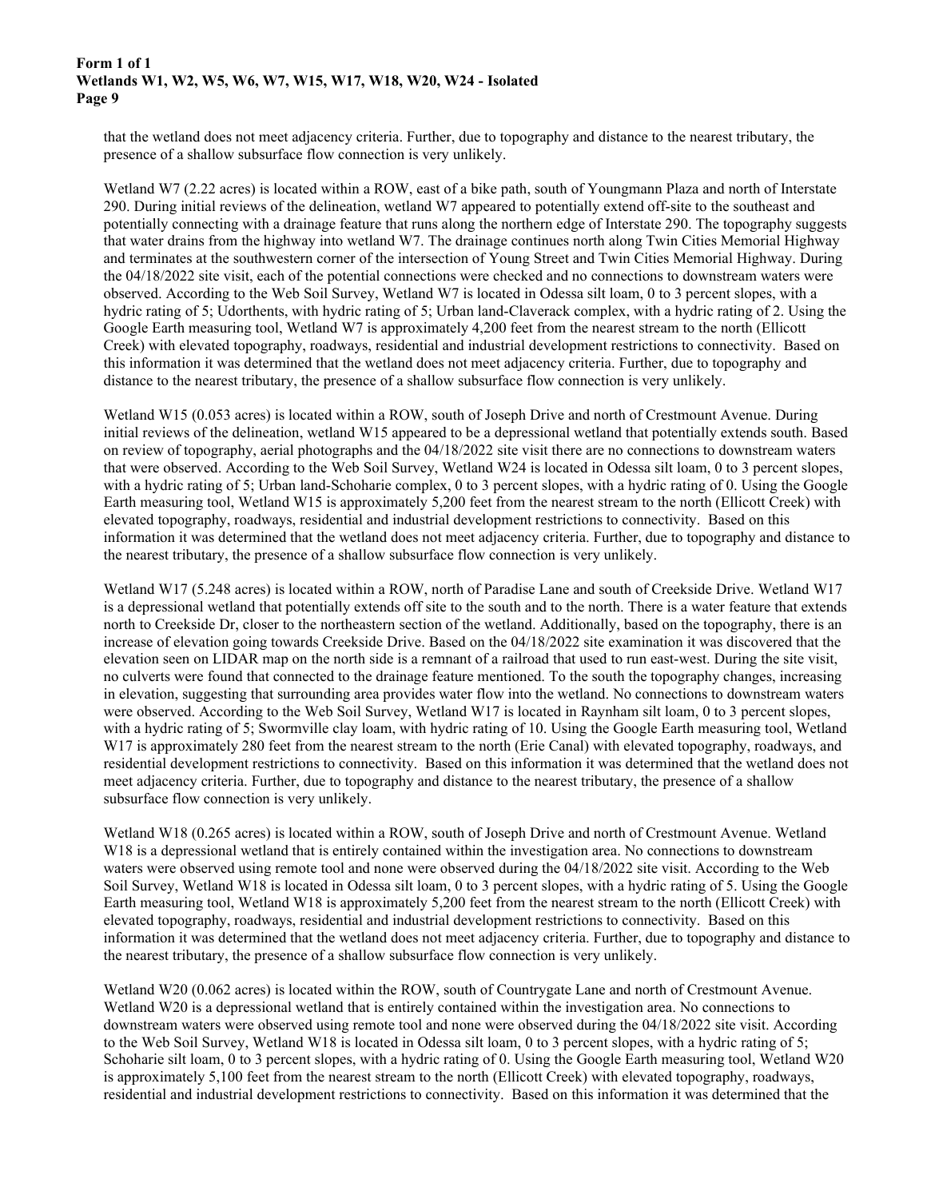that the wetland does not meet adjacency criteria. Further, due to topography and distance to the nearest tributary, the presence of a shallow subsurface flow connection is very unlikely.

Wetland W7 (2.22 acres) is located within a ROW, east of a bike path, south of Youngmann Plaza and north of Interstate 290. During initial reviews of the delineation, wetland W7 appeared to potentially extend off-site to the southeast and potentially connecting with a drainage feature that runs along the northern edge of Interstate 290. The topography suggests that water drains from the highway into wetland W7. The drainage continues north along Twin Cities Memorial Highway and terminates at the southwestern corner of the intersection of Young Street and Twin Cities Memorial Highway. During the 04/18/2022 site visit, each of the potential connections were checked and no connections to downstream waters were observed. According to the Web Soil Survey, Wetland W7 is located in Odessa silt loam, 0 to 3 percent slopes, with a hydric rating of 5; Udorthents, with hydric rating of 5; Urban land-Claverack complex, with a hydric rating of 2. Using the Google Earth measuring tool, Wetland W7 is approximately 4,200 feet from the nearest stream to the north (Ellicott Creek) with elevated topography, roadways, residential and industrial development restrictions to connectivity. Based on this information it was determined that the wetland does not meet adjacency criteria. Further, due to topography and distance to the nearest tributary, the presence of a shallow subsurface flow connection is very unlikely.

Wetland W15 (0.053 acres) is located within a ROW, south of Joseph Drive and north of Crestmount Avenue. During initial reviews of the delineation, wetland W15 appeared to be a depressional wetland that potentially extends south. Based on review of topography, aerial photographs and the 04/18/2022 site visit there are no connections to downstream waters that were observed. According to the Web Soil Survey, Wetland W24 is located in Odessa silt loam, 0 to 3 percent slopes, with a hydric rating of 5; Urban land-Schoharie complex, 0 to 3 percent slopes, with a hydric rating of 0. Using the Google Earth measuring tool, Wetland W15 is approximately 5,200 feet from the nearest stream to the north (Ellicott Creek) with elevated topography, roadways, residential and industrial development restrictions to connectivity. Based on this information it was determined that the wetland does not meet adjacency criteria. Further, due to topography and distance to the nearest tributary, the presence of a shallow subsurface flow connection is very unlikely.

Wetland W17 (5.248 acres) is located within a ROW, north of Paradise Lane and south of Creekside Drive. Wetland W17 is a depressional wetland that potentially extends off site to the south and to the north. There is a water feature that extends north to Creekside Dr, closer to the northeastern section of the wetland. Additionally, based on the topography, there is an increase of elevation going towards Creekside Drive. Based on the 04/18/2022 site examination it was discovered that the elevation seen on LIDAR map on the north side is a remnant of a railroad that used to run east-west. During the site visit, no culverts were found that connected to the drainage feature mentioned. To the south the topography changes, increasing in elevation, suggesting that surrounding area provides water flow into the wetland. No connections to downstream waters were observed. According to the Web Soil Survey, Wetland W17 is located in Raynham silt loam, 0 to 3 percent slopes, with a hydric rating of 5; Swormville clay loam, with hydric rating of 10. Using the Google Earth measuring tool, Wetland W17 is approximately 280 feet from the nearest stream to the north (Erie Canal) with elevated topography, roadways, and residential development restrictions to connectivity. Based on this information it was determined that the wetland does not meet adjacency criteria. Further, due to topography and distance to the nearest tributary, the presence of a shallow subsurface flow connection is very unlikely.

Wetland W18 (0.265 acres) is located within a ROW, south of Joseph Drive and north of Crestmount Avenue. Wetland W18 is a depressional wetland that is entirely contained within the investigation area. No connections to downstream waters were observed using remote tool and none were observed during the 04/18/2022 site visit. According to the Web Soil Survey, Wetland W18 is located in Odessa silt loam, 0 to 3 percent slopes, with a hydric rating of 5. Using the Google Earth measuring tool, Wetland W18 is approximately 5,200 feet from the nearest stream to the north (Ellicott Creek) with elevated topography, roadways, residential and industrial development restrictions to connectivity. Based on this information it was determined that the wetland does not meet adjacency criteria. Further, due to topography and distance to the nearest tributary, the presence of a shallow subsurface flow connection is very unlikely.

Wetland W20 (0.062 acres) is located within the ROW, south of Countrygate Lane and north of Crestmount Avenue. Wetland W20 is a depressional wetland that is entirely contained within the investigation area. No connections to downstream waters were observed using remote tool and none were observed during the 04/18/2022 site visit. According to the Web Soil Survey, Wetland W18 is located in Odessa silt loam, 0 to 3 percent slopes, with a hydric rating of 5; Schoharie silt loam, 0 to 3 percent slopes, with a hydric rating of 0. Using the Google Earth measuring tool, Wetland W20 is approximately 5,100 feet from the nearest stream to the north (Ellicott Creek) with elevated topography, roadways, residential and industrial development restrictions to connectivity. Based on this information it was determined that the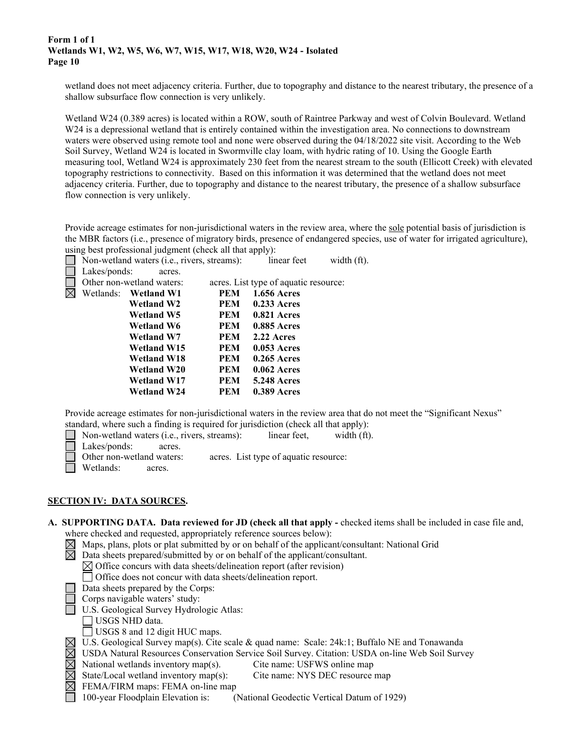wetland does not meet adjacency criteria. Further, due to topography and distance to the nearest tributary, the presence of a shallow subsurface flow connection is very unlikely.

Wetland W24 (0.389 acres) is located within a ROW, south of Raintree Parkway and west of Colvin Boulevard. Wetland W24 is a depressional wetland that is entirely contained within the investigation area. No connections to downstream waters were observed using remote tool and none were observed during the 04/18/2022 site visit. According to the Web Soil Survey, Wetland W24 is located in Swormville clay loam, with hydric rating of 10. Using the Google Earth measuring tool, Wetland W24 is approximately 230 feet from the nearest stream to the south (Ellicott Creek) with elevated topography restrictions to connectivity. Based on this information it was determined that the wetland does not meet adjacency criteria. Further, due to topography and distance to the nearest tributary, the presence of a shallow subsurface flow connection is very unlikely.

Provide acreage estimates for non-jurisdictional waters in the review area, where the sole potential basis of jurisdiction is the MBR factors (i.e., presence of migratory birds, presence of endangered species, use of water for irrigated agriculture), using best professional judgment (check all that apply):

- ☐ Non-wetland waters (i.e., rivers, streams): linear feet width (ft).
- ☐ Lakes/ponds: acres.
- ☐ Other non-wetland waters: acres. List type of aquatic resource:
- ☒ Wetlands:

| Wetland | Type | Acreage |
|---|---|---|
| **Wetland W1** | **PEM** | **1.656 Acres** |
| **Wetland W2** | **PEM** | **0.233 Acres** |
| **Wetland W5** | **PEM** | **0.821 Acres** |
| **Wetland W6** | **PEM** | **0.885 Acres** |
| **Wetland W7** | **PEM** | **2.22 Acres** |
| **Wetland W15** | **PEM** | **0.053 Acres** |
| **Wetland W18** | **PEM** | **0.265 Acres** |
| **Wetland W20** | **PEM** | **0.062 Acres** |
| **Wetland W17** | **PEM** | **5.248 Acres** |
| **Wetland W24** | **PEM** | **0.389 Acres** |

Provide acreage estimates for non-jurisdictional waters in the review area that do not meet the "Significant Nexus" standard, where such a finding is required for jurisdiction (check all that apply):

- ☐ Non-wetland waters (i.e., rivers, streams): linear feet, width (ft).
- ☐ Lakes/ponds: acres.
- ☐ Other non-wetland waters: acres. List type of aquatic resource:
- ☐ Wetlands: acres.

## SECTION IV: DATA SOURCES.

**A. SUPPORTING DATA. Data reviewed for JD (check all that apply -** checked items shall be included in case file and, where checked and requested, appropriately reference sources below):

- ☒ Maps, plans, plots or plat submitted by or on behalf of the applicant/consultant: National Grid
- ☒ Data sheets prepared/submitted by or on behalf of the applicant/consultant.
  - ☒ Office concurs with data sheets/delineation report (after revision)
  - ☐ Office does not concur with data sheets/delineation report.
- ☐ Data sheets prepared by the Corps:
- ☐ Corps navigable waters' study:
- ☐ U.S. Geological Survey Hydrologic Atlas:
  - ☐ USGS NHD data.
  - ☐ USGS 8 and 12 digit HUC maps.
- ☒ U.S. Geological Survey map(s). Cite scale & quad name: Scale: 24k:1; Buffalo NE and Tonawanda
- ☒ USDA Natural Resources Conservation Service Soil Survey. Citation: USDA on-line Web Soil Survey
- ☒ National wetlands inventory map(s). Cite name: USFWS online map
- ☒ State/Local wetland inventory map(s): Cite name: NYS DEC resource map
- ☒ FEMA/FIRM maps: FEMA on-line map
- ☐ 100-year Floodplain Elevation is: (National Geodectic Vertical Datum of 1929)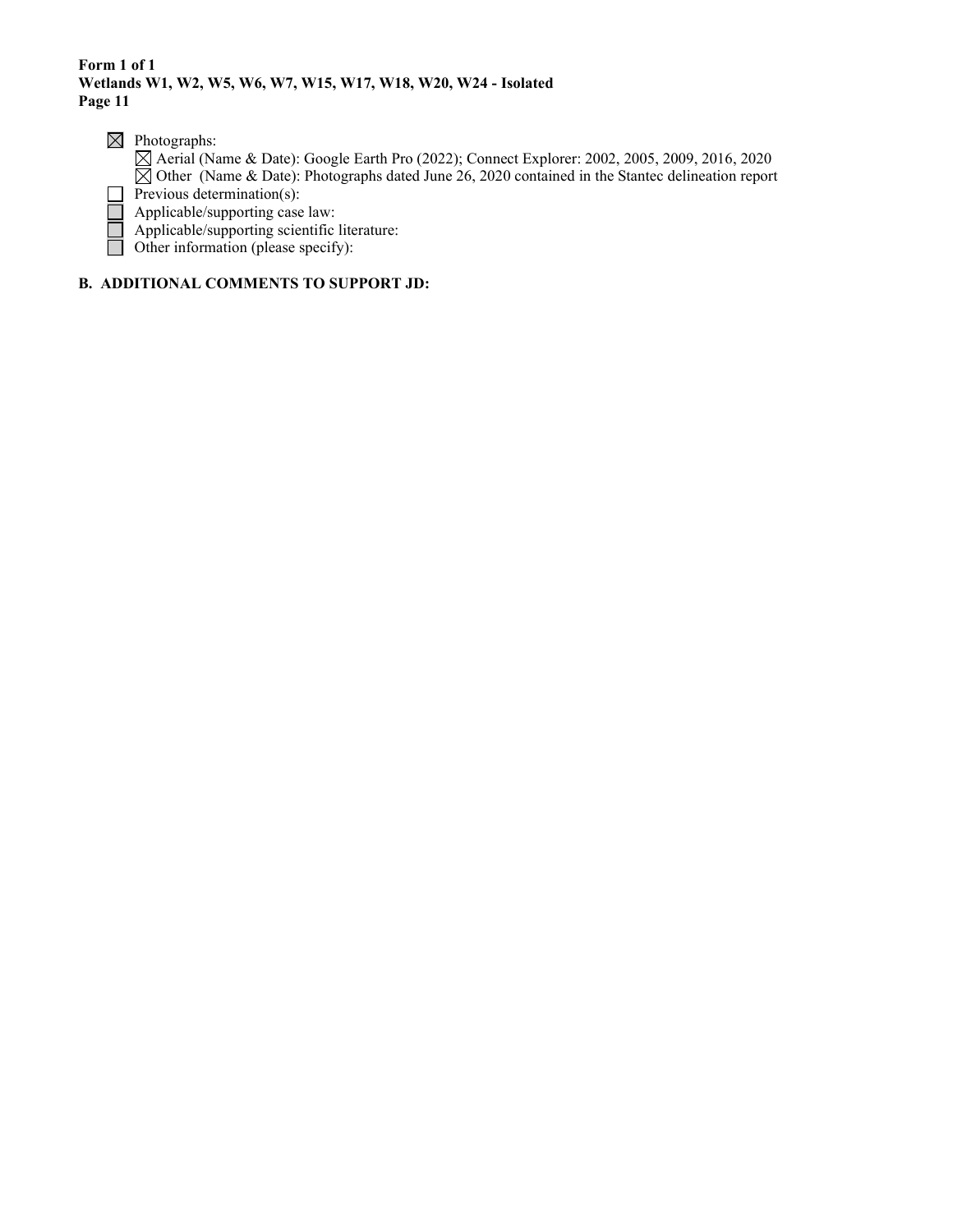- ☒ Photographs:
  - ☒ Aerial (Name & Date): Google Earth Pro (2022); Connect Explorer: 2002, 2005, 2009, 2016, 2020
  - ☒ Other (Name & Date): Photographs dated June 26, 2020 contained in the Stantec delineation report
- ☐ Previous determination(s):
- ☐ Applicable/supporting case law:
- ☐ Applicable/supporting scientific literature:
- ☐ Other information (please specify):

**B. ADDITIONAL COMMENTS TO SUPPORT JD:**